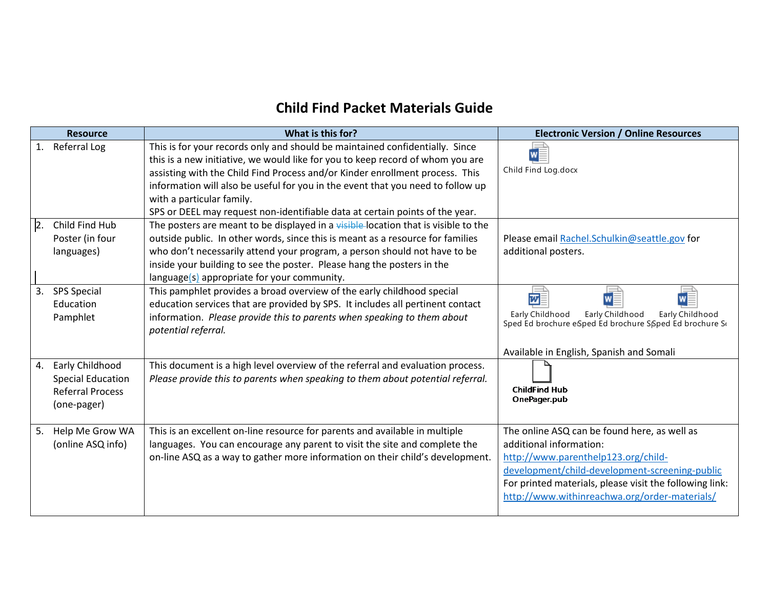# Child Find Packet Materials Guide

| Resource | What is this for? | Electronic Version / Online Resources |
|---|---|---|
| 1. Referral Log | This is for your records only and should be maintained confidentially. Since this is a new initiative, we would like for you to keep record of whom you are assisting with the Child Find Process and/or Kinder enrollment process. This information will also be useful for you in the event that you need to follow up with a particular family.<br>SPS or DEEL may request non-identifiable data at certain points of the year. | Child Find Log.docx |
| 2. Child Find Hub Poster (in four languages) | The posters are meant to be displayed in a ~~visible~~ location that is visible to the outside public. In other words, since this is meant as a resource for families who don't necessarily attend your program, a person should not have to be inside your building to see the poster. Please hang the posters in the language(s) appropriate for your community. | Please email Rachel.Schulkin@seattle.gov for additional posters. |
| 3. SPS Special Education Pamphlet | This pamphlet provides a broad overview of the early childhood special education services that are provided by SPS. It includes all pertinent contact information. *Please provide this to parents when speaking to them about potential referral.* | Early Childhood Sped Ed brochure e… Early Childhood Sped Ed brochure S… Early Childhood Sped Ed brochure S…<br>Available in English, Spanish and Somali |
| 4. Early Childhood Special Education Referral Process (one-pager) | This document is a high level overview of the referral and evaluation process. *Please provide this to parents when speaking to them about potential referral.* | ChildFind Hub OnePager.pub |
| 5. Help Me Grow WA (online ASQ info) | This is an excellent on-line resource for parents and available in multiple languages. You can encourage any parent to visit the site and complete the on-line ASQ as a way to gather more information on their child's development. | The online ASQ can be found here, as well as additional information: http://www.parenthelp123.org/child-development/child-development-screening-public<br>For printed materials, please visit the following link: http://www.withinreachwa.org/order-materials/ |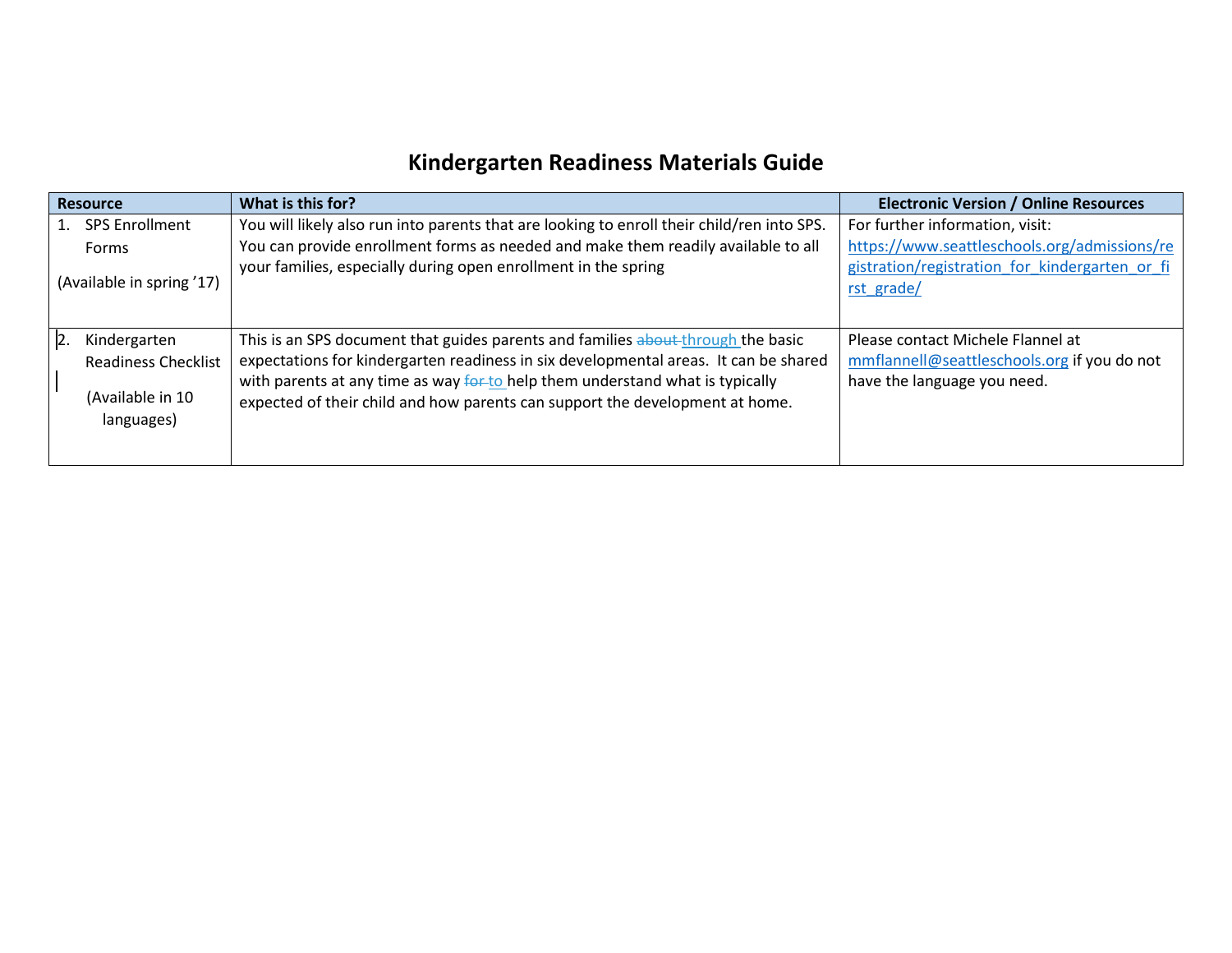# Kindergarten Readiness Materials Guide

| Resource | What is this for? | Electronic Version / Online Resources |
|---|---|---|
| 1. SPS Enrollment Forms (Available in spring '17) | You will likely also run into parents that are looking to enroll their child/ren into SPS. You can provide enrollment forms as needed and make them readily available to all your families, especially during open enrollment in the spring | For further information, visit: https://www.seattleschools.org/admissions/registration/registration_for_kindergarten_or_first_grade/ |
| 2. Kindergarten Readiness Checklist (Available in 10 languages) | This is an SPS document that guides parents and families ~~about~~ through the basic expectations for kindergarten readiness in six developmental areas. It can be shared with parents at any time as way ~~for~~ to help them understand what is typically expected of their child and how parents can support the development at home. | Please contact Michele Flannel at mmflannell@seattleschools.org if you do not have the language you need. |